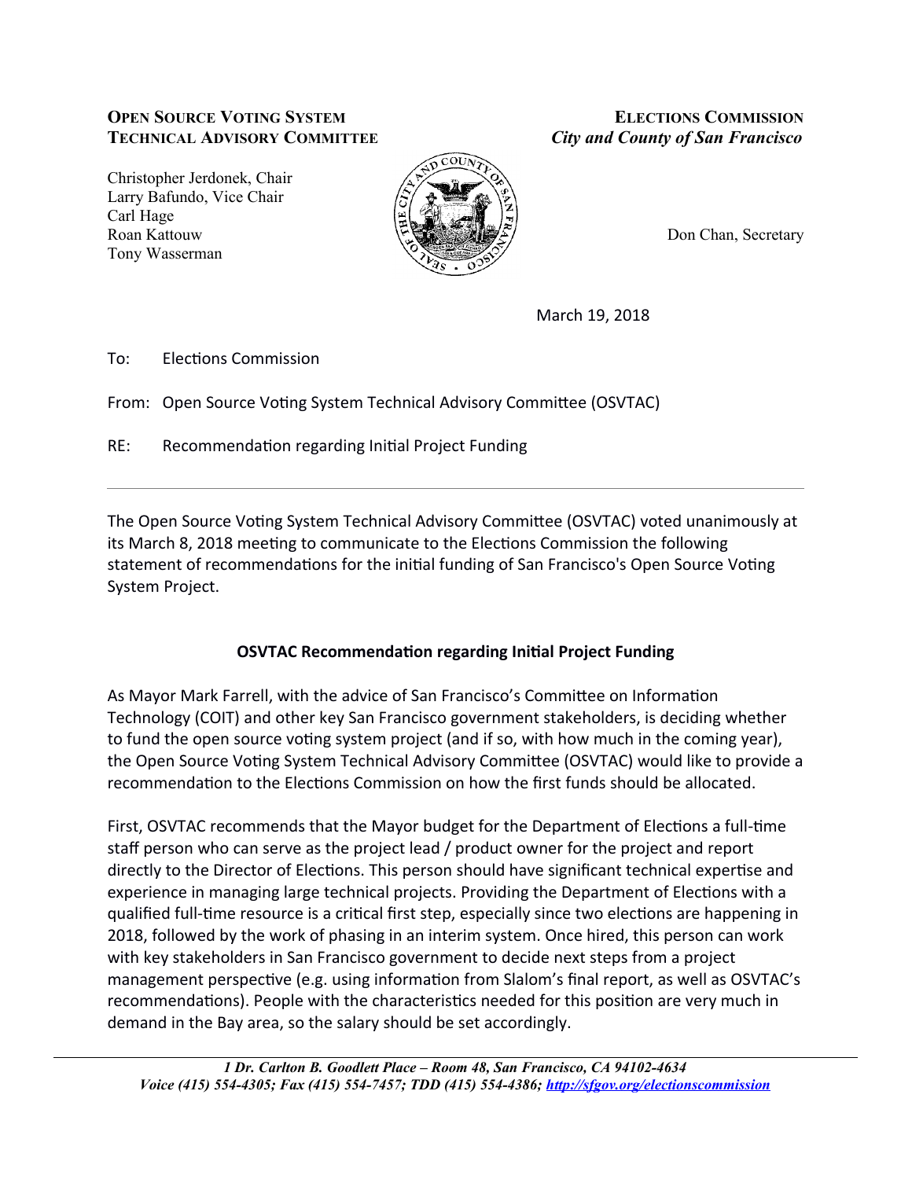**OPEN SOURCE VOTING SYSTEM**
**TECHNICAL ADVISORY COMMITTEE**

Christopher Jerdonek, Chair
Larry Bafundo, Vice Chair
Carl Hage
Roan Kattouw
Tony Wasserman

**ELECTIONS COMMISSION**
***City and County of San Francisco***

Don Chan, Secretary

March 19, 2018

To: Elections Commission

From: Open Source Voting System Technical Advisory Committee (OSVTAC)

RE: Recommendation regarding Initial Project Funding

---

The Open Source Voting System Technical Advisory Committee (OSVTAC) voted unanimously at its March 8, 2018 meeting to communicate to the Elections Commission the following statement of recommendations for the initial funding of San Francisco's Open Source Voting System Project.

## OSVTAC Recommendation regarding Initial Project Funding

As Mayor Mark Farrell, with the advice of San Francisco's Committee on Information Technology (COIT) and other key San Francisco government stakeholders, is deciding whether to fund the open source voting system project (and if so, with how much in the coming year), the Open Source Voting System Technical Advisory Committee (OSVTAC) would like to provide a recommendation to the Elections Commission on how the first funds should be allocated.

First, OSVTAC recommends that the Mayor budget for the Department of Elections a full-time staff person who can serve as the project lead / product owner for the project and report directly to the Director of Elections. This person should have significant technical expertise and experience in managing large technical projects. Providing the Department of Elections with a qualified full-time resource is a critical first step, especially since two elections are happening in 2018, followed by the work of phasing in an interim system. Once hired, this person can work with key stakeholders in San Francisco government to decide next steps from a project management perspective (e.g. using information from Slalom's final report, as well as OSVTAC's recommendations). People with the characteristics needed for this position are very much in demand in the Bay area, so the salary should be set accordingly.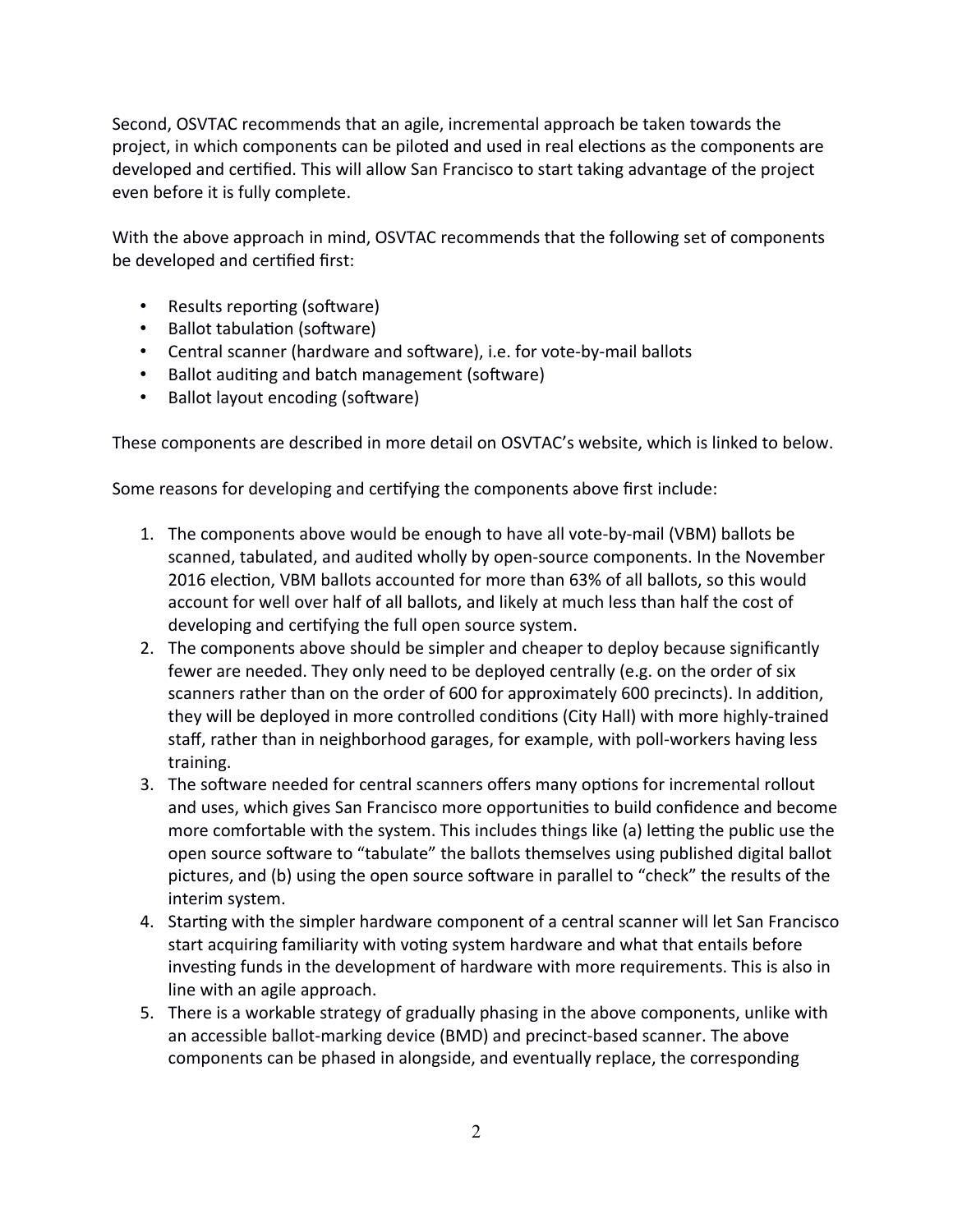Second, OSVTAC recommends that an agile, incremental approach be taken towards the project, in which components can be piloted and used in real elections as the components are developed and certified. This will allow San Francisco to start taking advantage of the project even before it is fully complete.

With the above approach in mind, OSVTAC recommends that the following set of components be developed and certified first:

- Results reporting (software)
- Ballot tabulation (software)
- Central scanner (hardware and software), i.e. for vote-by-mail ballots
- Ballot auditing and batch management (software)
- Ballot layout encoding (software)

These components are described in more detail on OSVTAC's website, which is linked to below.

Some reasons for developing and certifying the components above first include:

1. The components above would be enough to have all vote-by-mail (VBM) ballots be scanned, tabulated, and audited wholly by open-source components. In the November 2016 election, VBM ballots accounted for more than 63% of all ballots, so this would account for well over half of all ballots, and likely at much less than half the cost of developing and certifying the full open source system.
2. The components above should be simpler and cheaper to deploy because significantly fewer are needed. They only need to be deployed centrally (e.g. on the order of six scanners rather than on the order of 600 for approximately 600 precincts). In addition, they will be deployed in more controlled conditions (City Hall) with more highly-trained staff, rather than in neighborhood garages, for example, with poll-workers having less training.
3. The software needed for central scanners offers many options for incremental rollout and uses, which gives San Francisco more opportunities to build confidence and become more comfortable with the system. This includes things like (a) letting the public use the open source software to "tabulate" the ballots themselves using published digital ballot pictures, and (b) using the open source software in parallel to "check" the results of the interim system.
4. Starting with the simpler hardware component of a central scanner will let San Francisco start acquiring familiarity with voting system hardware and what that entails before investing funds in the development of hardware with more requirements. This is also in line with an agile approach.
5. There is a workable strategy of gradually phasing in the above components, unlike with an accessible ballot-marking device (BMD) and precinct-based scanner. The above components can be phased in alongside, and eventually replace, the corresponding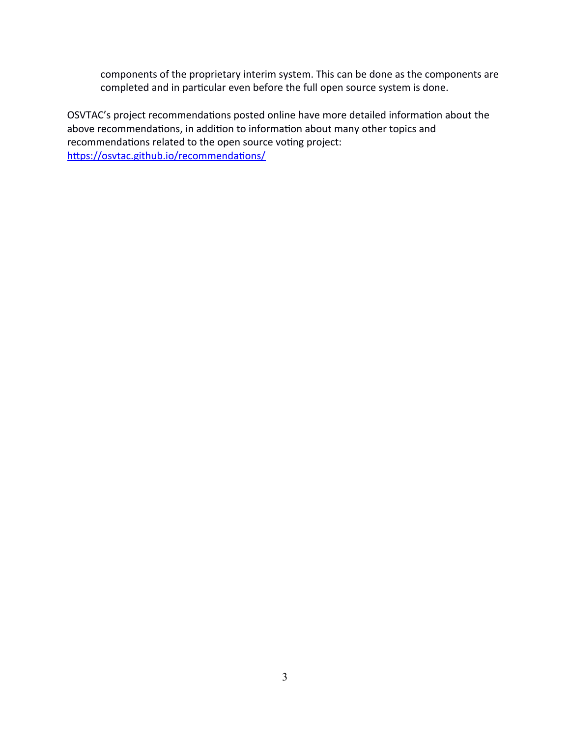components of the proprietary interim system. This can be done as the components are completed and in particular even before the full open source system is done.

OSVTAC's project recommendations posted online have more detailed information about the above recommendations, in addition to information about many other topics and recommendations related to the open source voting project: [https://osvtac.github.io/recommendations/](https://osvtac.github.io/recommendations/)